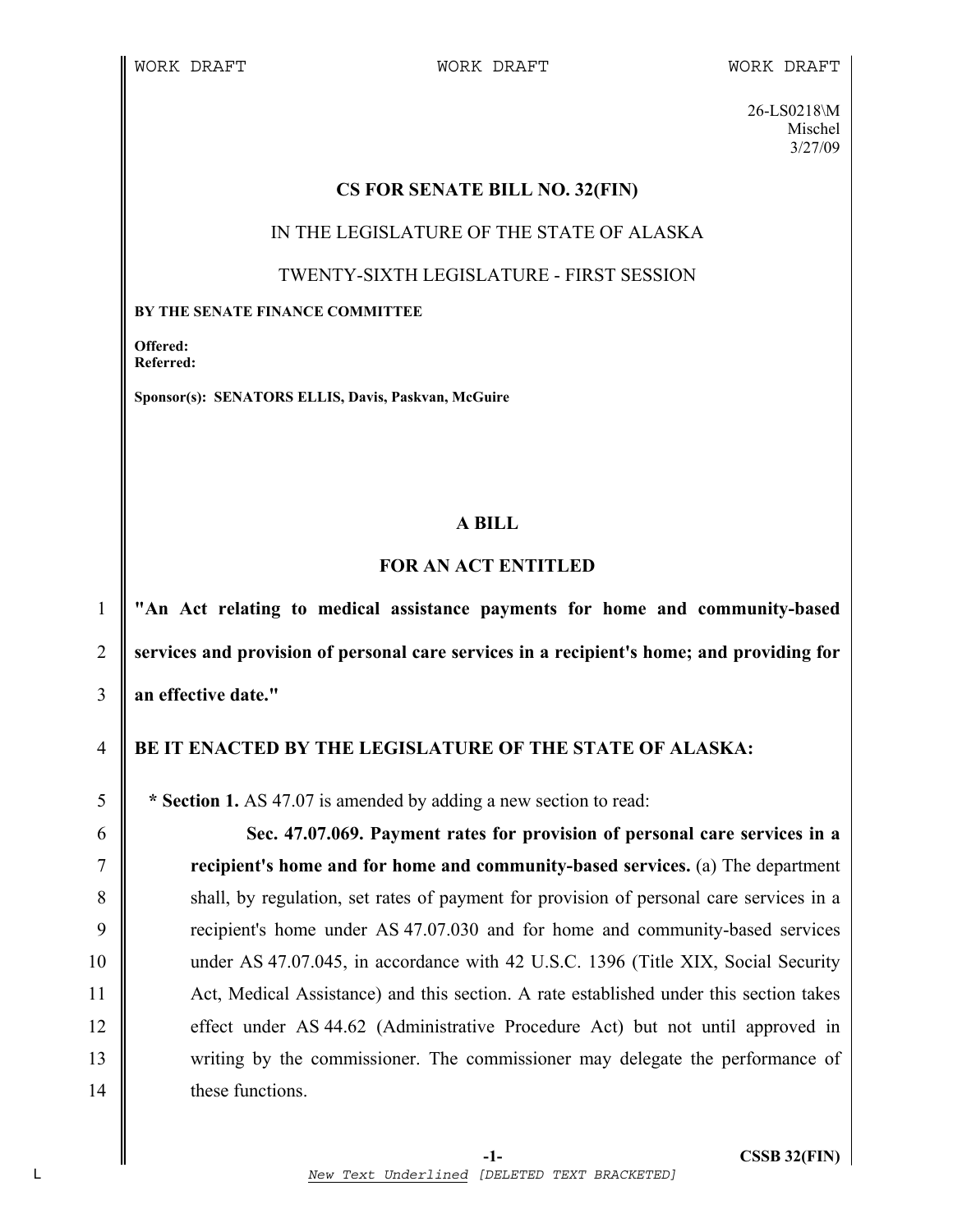WORK DRAFT WORK DRAFT WORK DRAFT

26-LS0218\M
Mischel
3/27/09

## CS FOR SENATE BILL NO. 32(FIN)

IN THE LEGISLATURE OF THE STATE OF ALASKA

TWENTY-SIXTH LEGISLATURE - FIRST SESSION

**BY THE SENATE FINANCE COMMITTEE**

**Offered:**
**Referred:**

**Sponsor(s): SENATORS ELLIS, Davis, Paskvan, McGuire**

## A BILL

## FOR AN ACT ENTITLED

**"An Act relating to medical assistance payments for home and community-based services and provision of personal care services in a recipient's home; and providing for an effective date."**

**BE IT ENACTED BY THE LEGISLATURE OF THE STATE OF ALASKA:**

**\* Section 1.** AS 47.07 is amended by adding a new section to read:

**Sec. 47.07.069. Payment rates for provision of personal care services in a recipient's home and for home and community-based services.** (a) The department shall, by regulation, set rates of payment for provision of personal care services in a recipient's home under AS 47.07.030 and for home and community-based services under AS 47.07.045, in accordance with 42 U.S.C. 1396 (Title XIX, Social Security Act, Medical Assistance) and this section. A rate established under this section takes effect under AS 44.62 (Administrative Procedure Act) but not until approved in writing by the commissioner. The commissioner may delegate the performance of these functions.

*New Text Underlined* [DELETED TEXT BRACKETED]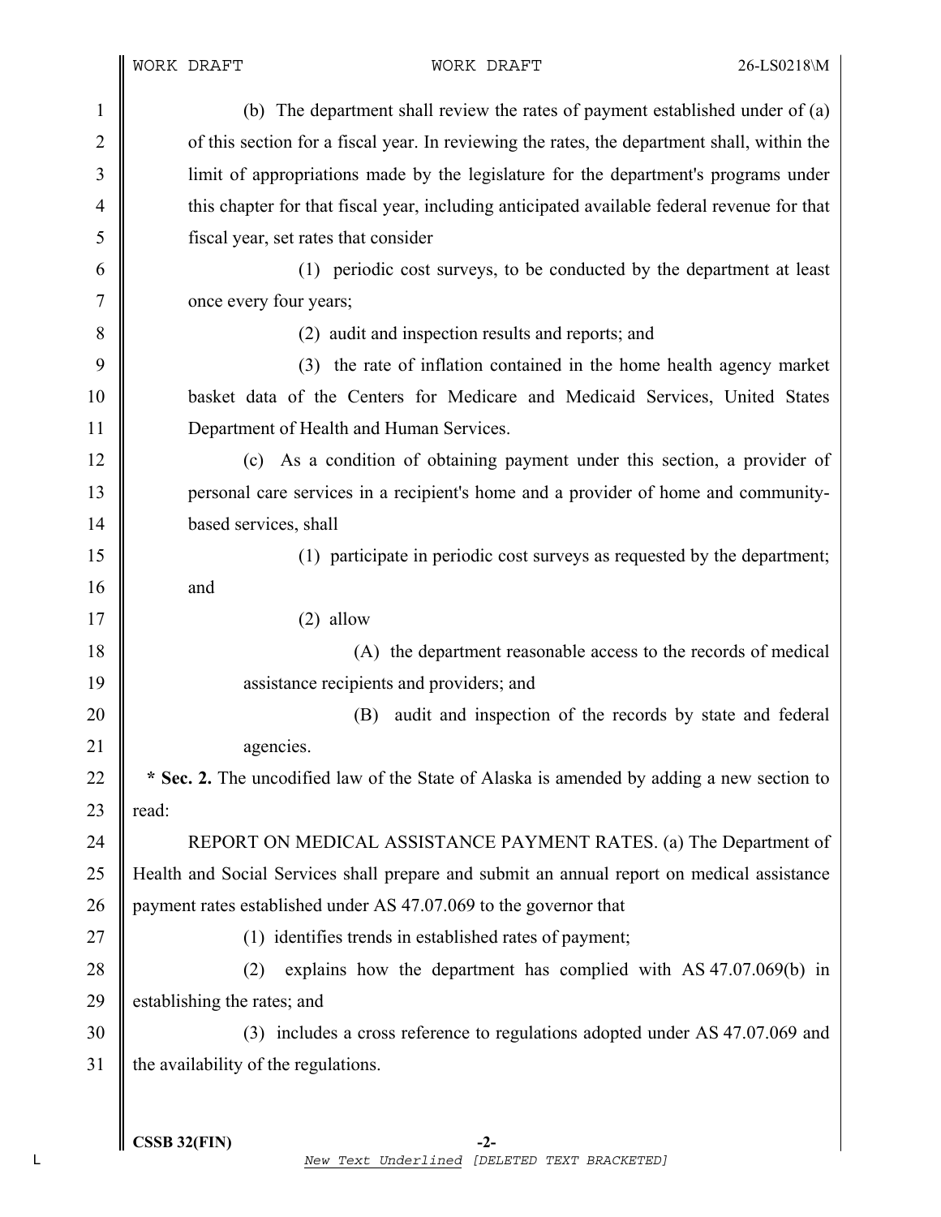(b) The department shall review the rates of payment established under of (a) of this section for a fiscal year. In reviewing the rates, the department shall, within the limit of appropriations made by the legislature for the department's programs under this chapter for that fiscal year, including anticipated available federal revenue for that fiscal year, set rates that consider

(1) periodic cost surveys, to be conducted by the department at least once every four years;

(2) audit and inspection results and reports; and

(3) the rate of inflation contained in the home health agency market basket data of the Centers for Medicare and Medicaid Services, United States Department of Health and Human Services.

(c) As a condition of obtaining payment under this section, a provider of personal care services in a recipient's home and a provider of home and community-based services, shall

(1) participate in periodic cost surveys as requested by the department; and

(2) allow

(A) the department reasonable access to the records of medical assistance recipients and providers; and

(B) audit and inspection of the records by state and federal agencies.

**\* Sec. 2.** The uncodified law of the State of Alaska is amended by adding a new section to read:

REPORT ON MEDICAL ASSISTANCE PAYMENT RATES. (a) The Department of Health and Social Services shall prepare and submit an annual report on medical assistance payment rates established under AS 47.07.069 to the governor that

(1) identifies trends in established rates of payment;

(2) explains how the department has complied with AS 47.07.069(b) in establishing the rates; and

(3) includes a cross reference to regulations adopted under AS 47.07.069 and the availability of the regulations.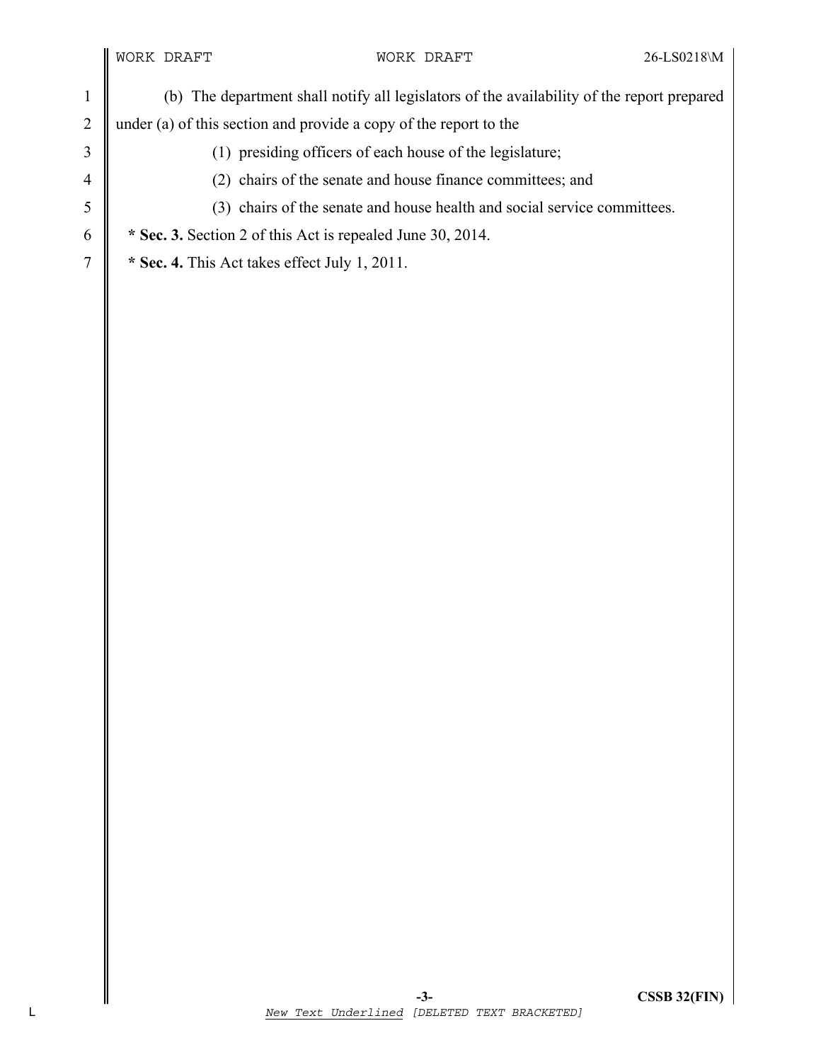(b) The department shall notify all legislators of the availability of the report prepared under (a) of this section and provide a copy of the report to the

(1) presiding officers of each house of the legislature;

(2) chairs of the senate and house finance committees; and

(3) chairs of the senate and house health and social service committees.

**\* Sec. 3.** Section 2 of this Act is repealed June 30, 2014.

**\* Sec. 4.** This Act takes effect July 1, 2011.